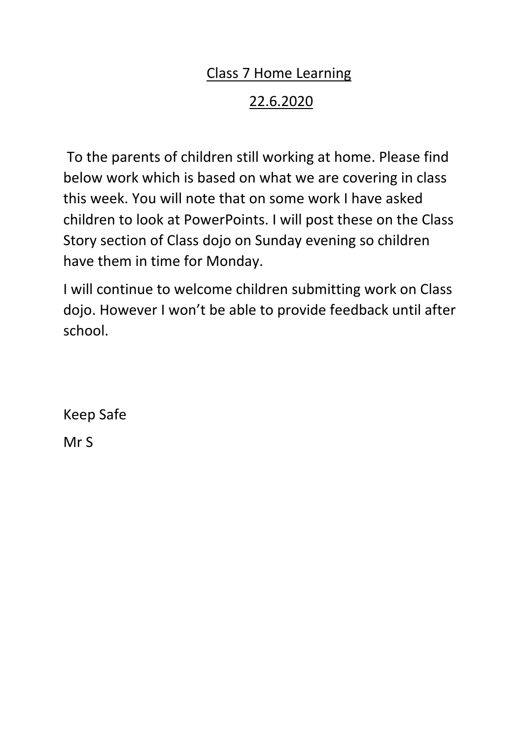# Class 7 Home Learning

## 22.6.2020

To the parents of children still working at home. Please find below work which is based on what we are covering in class this week. You will note that on some work I have asked children to look at PowerPoints. I will post these on the Class Story section of Class dojo on Sunday evening so children have them in time for Monday.

I will continue to welcome children submitting work on Class dojo. However I won't be able to provide feedback until after school.

Keep Safe

Mr S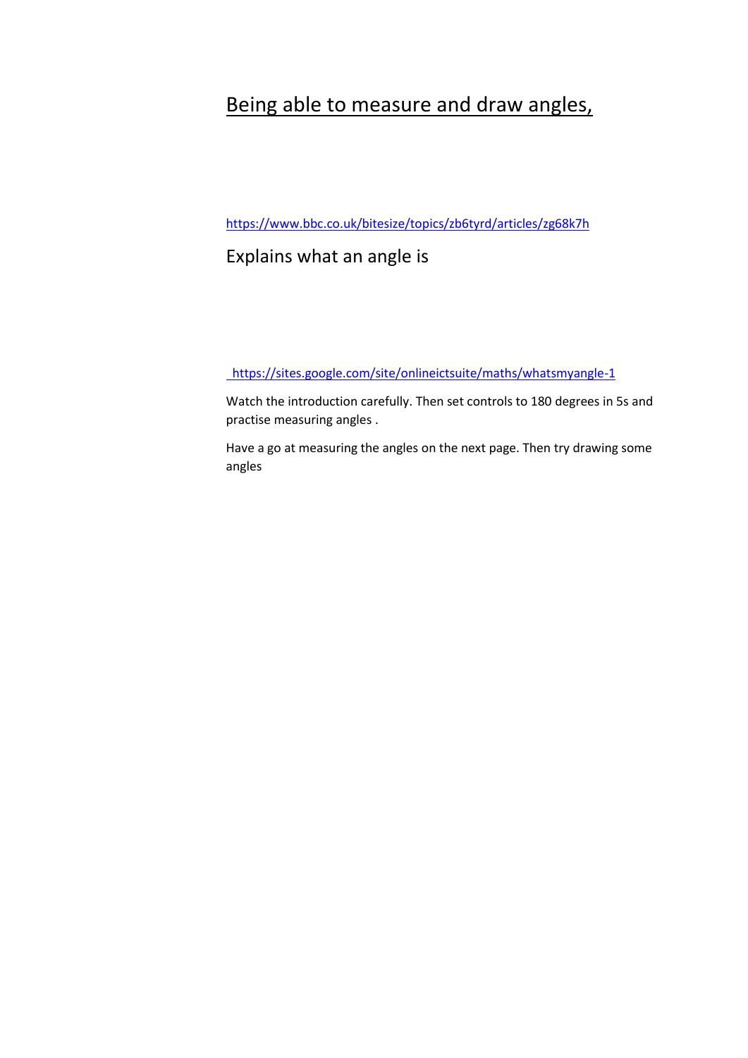# Being able to measure and draw angles,

https://www.bbc.co.uk/bitesize/topics/zb6tyrd/articles/zg68k7h

Explains what an angle is

https://sites.google.com/site/onlineictsuite/maths/whatsmyangle-1

Watch the introduction carefully. Then set controls to 180 degrees in 5s and practise measuring angles .

Have a go at measuring the angles on the next page. Then try drawing some angles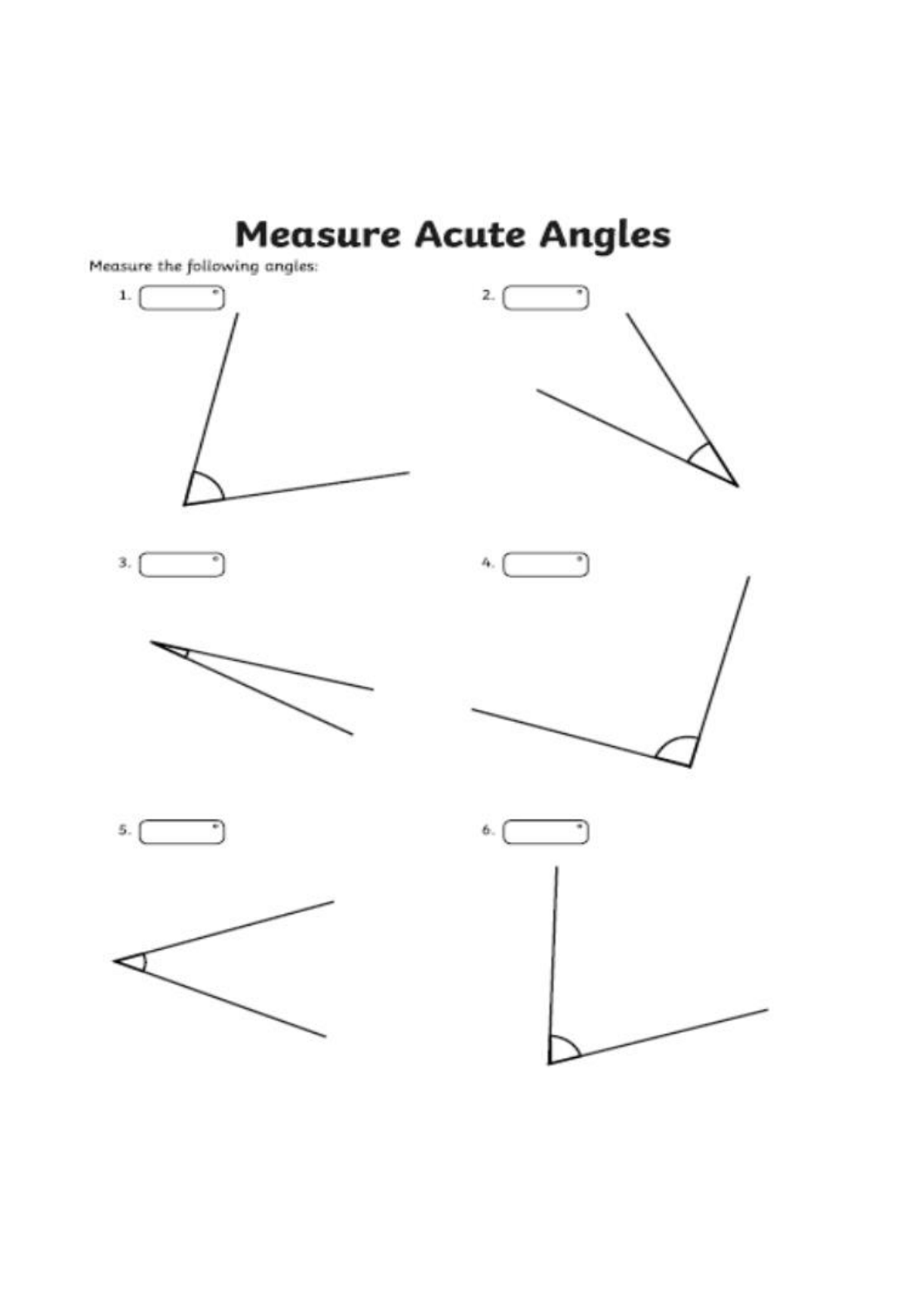# Measure Acute Angles

Measure the following angles:

1. °

2. °

3. °

4. °

5. °

6. °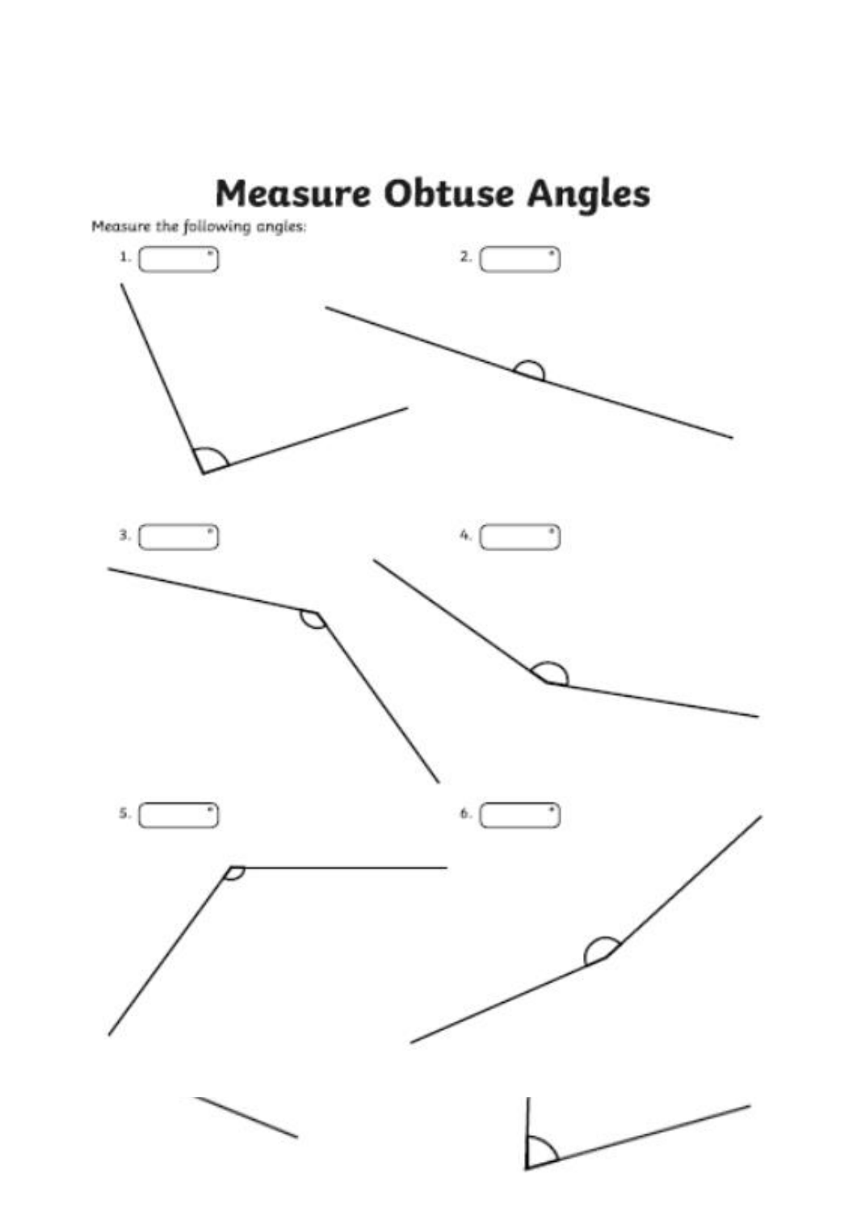# Measure Obtuse Angles

Measure the following angles:

1. °

2. °

3. °

4. °

5. °

6. °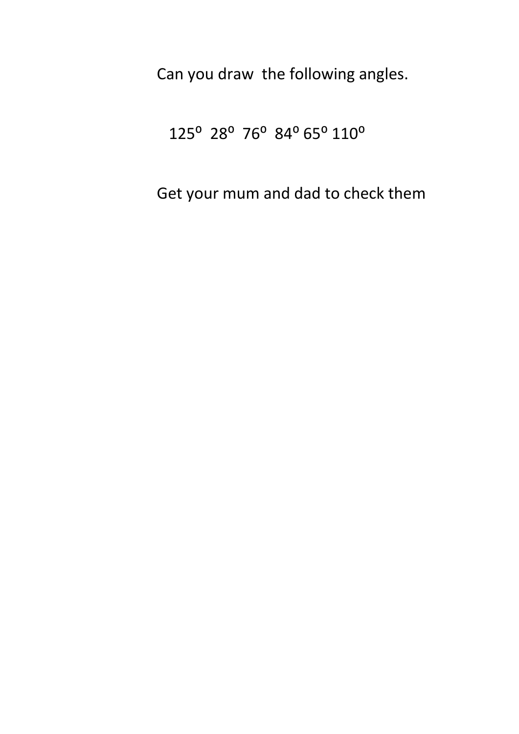Can you draw the following angles.

125º 28º 76º 84º 65º 110º

Get your mum and dad to check them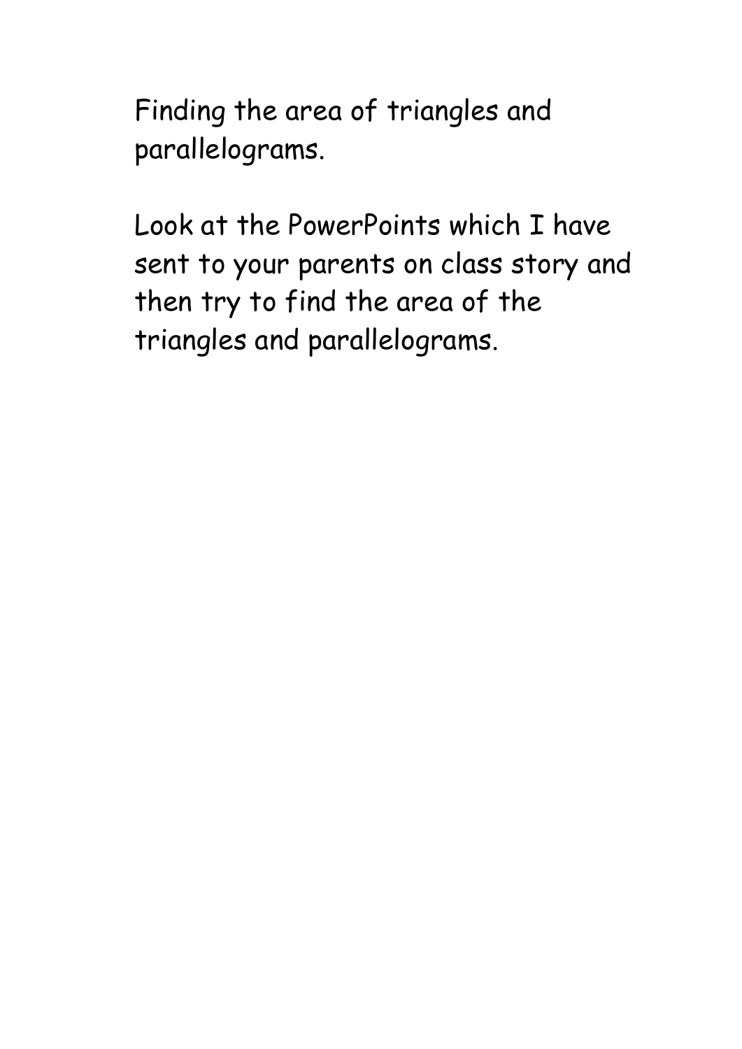Finding the area of triangles and parallelograms.

Look at the PowerPoints which I have sent to your parents on class story and then try to find the area of the triangles and parallelograms.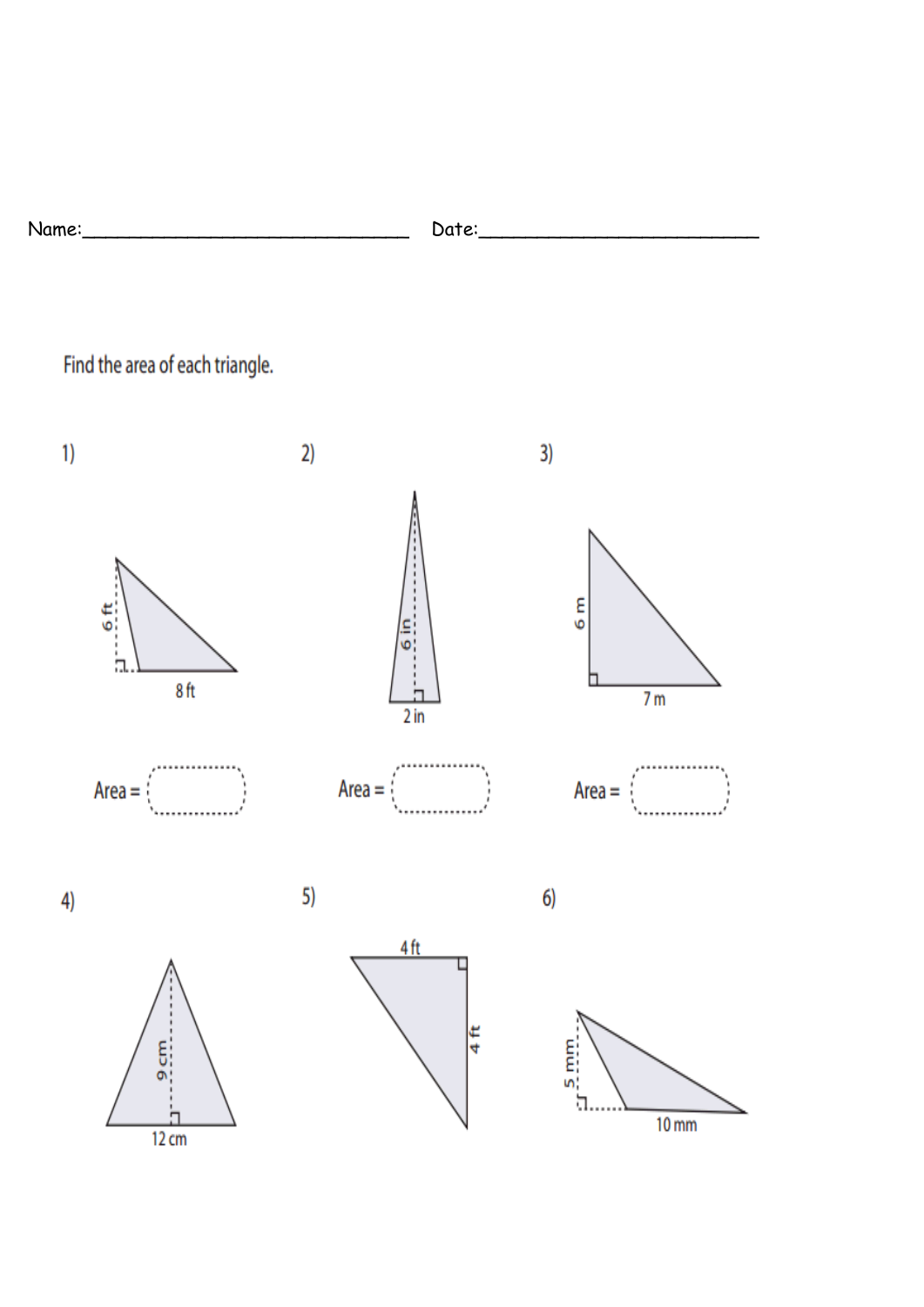Name:_______________________________ Date:___________________________

Find the area of each triangle.

1)

6 ft

8 ft

Area =

2)

6 in

2 in

Area =

3)

6 m

7 m

Area =

4)

9 cm

12 cm

5)

4 ft

4 ft

6)

5 mm

10 mm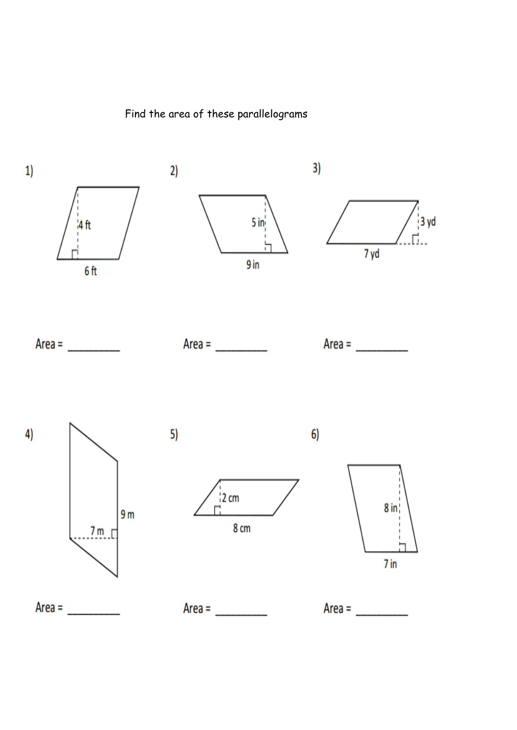Find the area of these parallelograms

1) 4 ft, 6 ft

Area = _________

2) 5 in, 9 in

Area = _________

3) 3 yd, 7 yd

Area = _________

4) 9 m, 7 m

Area = _________

5) 2 cm, 8 cm

Area = _________

6) 8 in, 7 in

Area = _________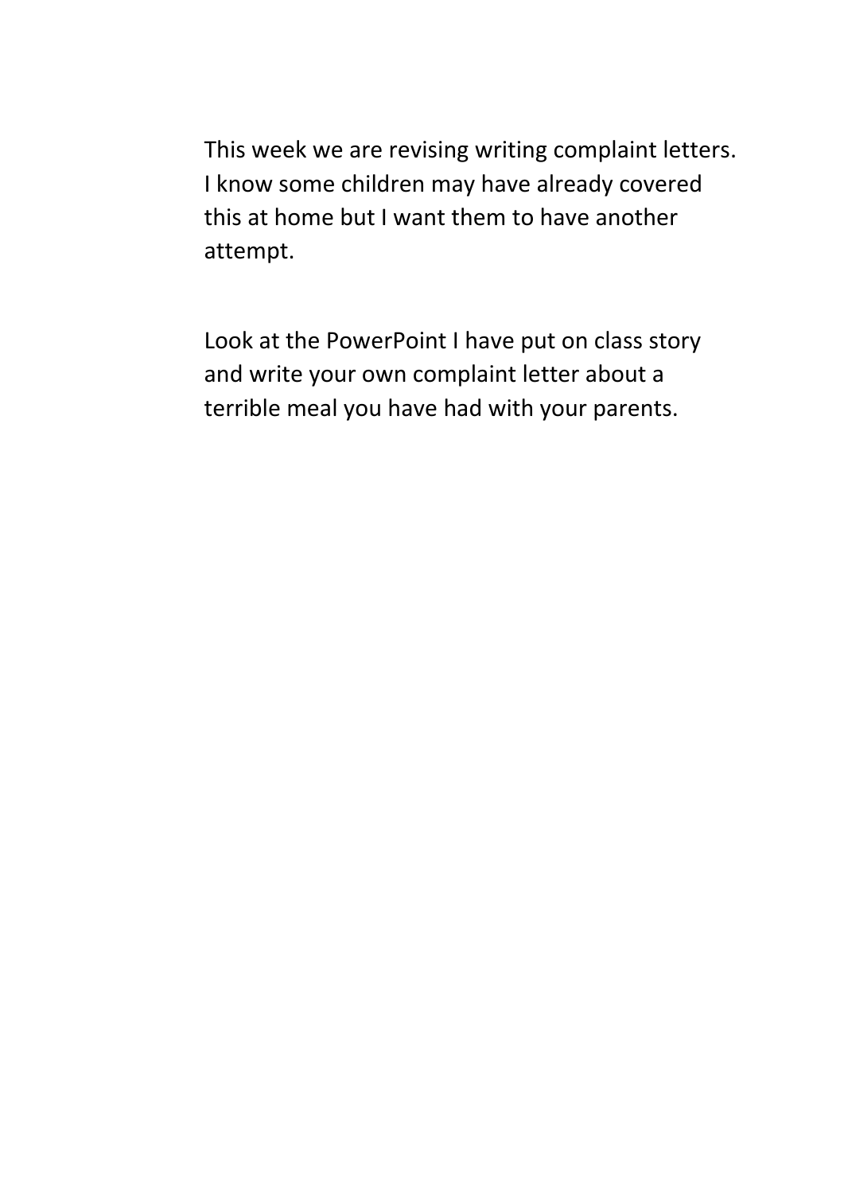This week we are revising writing complaint letters. I know some children may have already covered this at home but I want them to have another attempt.

Look at the PowerPoint I have put on class story and write your own complaint letter about a terrible meal you have had with your parents.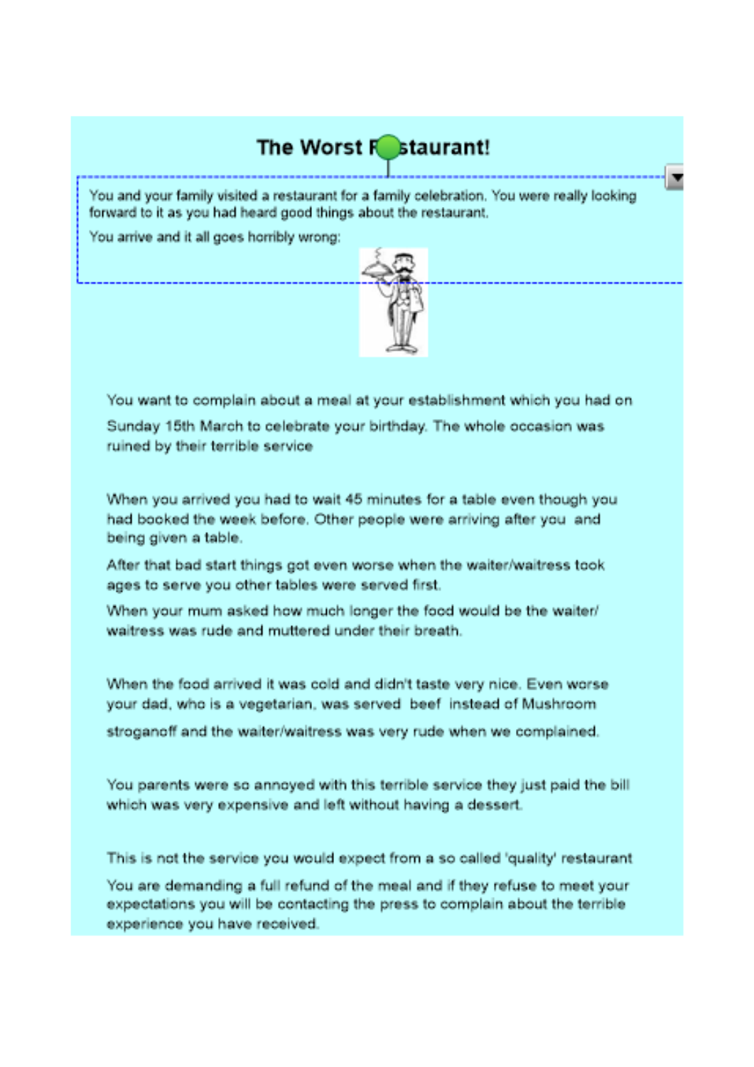# The Worst Restaurant!

You and your family visited a restaurant for a family celebration. You were really looking forward to it as you had heard good things about the restaurant.

You arrive and it all goes horribly wrong:

You want to complain about a meal at your establishment which you had on Sunday 15th March to celebrate your birthday. The whole occasion was ruined by their terrible service

When you arrived you had to wait 45 minutes for a table even though you had booked the week before. Other people were arriving after you and being given a table.

After that bad start things got even worse when the waiter/waitress took ages to serve you other tables were served first.

When your mum asked how much longer the food would be the waiter/ waitress was rude and muttered under their breath.

When the food arrived it was cold and didn't taste very nice. Even worse your dad, who is a vegetarian, was served beef instead of Mushroom stroganoff and the waiter/waitress was very rude when we complained.

You parents were so annoyed with this terrible service they just paid the bill which was very expensive and left without having a dessert.

This is not the service you would expect from a so called 'quality' restaurant

You are demanding a full refund of the meal and if they refuse to meet your expectations you will be contacting the press to complain about the terrible experience you have received.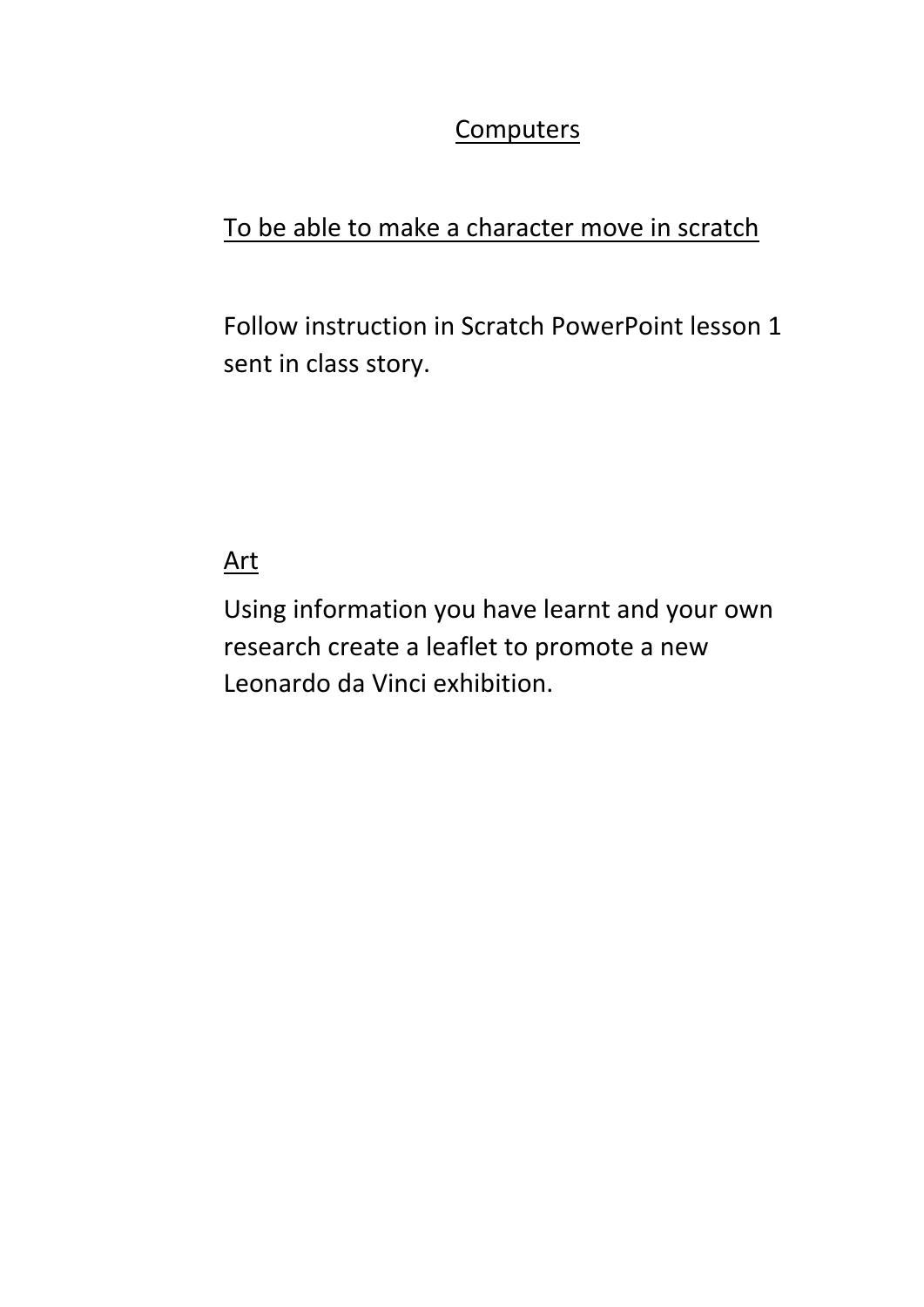# Computers

## To be able to make a character move in scratch

Follow instruction in Scratch PowerPoint lesson 1 sent in class story.

## Art

Using information you have learnt and your own research create a leaflet to promote a new Leonardo da Vinci exhibition.